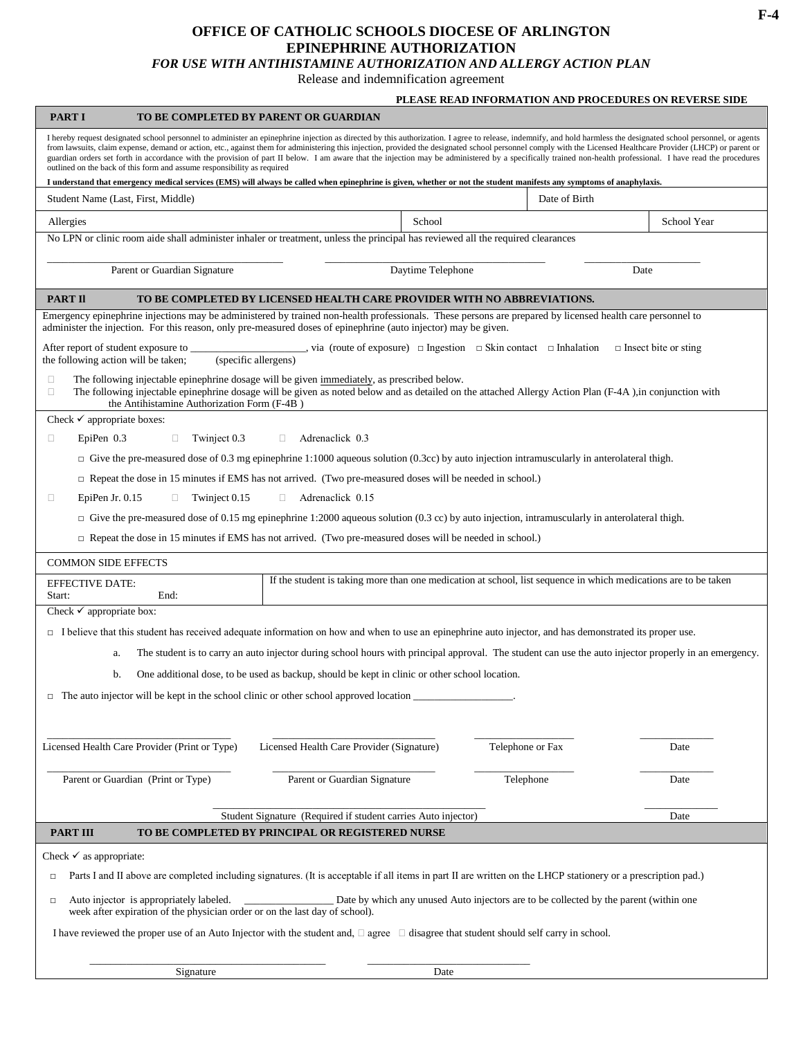F-4

# OFFICE OF CATHOLIC SCHOOLS DIOCESE OF ARLINGTON
## EPINEPHRINE AUTHORIZATION
### *FOR USE WITH ANTIHISTAMINE AUTHORIZATION AND ALLERGY ACTION PLAN*

Release and indemnification agreement

**PLEASE READ INFORMATION AND PROCEDURES ON REVERSE SIDE**

## PART I — TO BE COMPLETED BY PARENT OR GUARDIAN

I hereby request designated school personnel to administer an epinephrine injection as directed by this authorization. I agree to release, indemnify, and hold harmless the designated school personnel, or agents from lawsuits, claim expense, demand or action, etc., against them for administering this injection, provided the designated school personnel comply with the Licensed Healthcare Provider (LHCP) or parent or guardian orders set forth in accordance with the provision of part II below. I am aware that the injection may be administered by a specifically trained non-health professional. I have read the procedures outlined on the back of this form and assume responsibility as required

**I understand that emergency medical services (EMS) will always be called when epinephrine is given, whether or not the student manifests any symptoms of anaphylaxis.**

| Student Name (Last, First, Middle) | | Date of Birth |
|---|---|---|
| Allergies | School | School Year |

No LPN or clinic room aide shall administer inhaler or treatment, unless the principal has reviewed all the required clearances

_______________ Parent or Guardian Signature &nbsp;&nbsp; _______________ Daytime Telephone &nbsp;&nbsp; _______________ Date

## PART II — TO BE COMPLETED BY LICENSED HEALTH CARE PROVIDER WITH NO ABBREVIATIONS.

Emergency epinephrine injections may be administered by trained non-health professionals. These persons are prepared by licensed health care personnel to administer the injection. For this reason, only pre-measured doses of epinephrine (auto injector) may be given.

After report of student exposure to ______________________ (specific allergens), via (route of exposure) □ Ingestion □ Skin contact □ Inhalation □ Insect bite or sting the following action will be taken;

- □ The following injectable epinephrine dosage will be given immediately, as prescribed below.
- □ The following injectable epinephrine dosage will be given as noted below and as detailed on the attached Allergy Action Plan (F-4A ),in conjunction with the Antihistamine Authorization Form (F-4B )

Check ✓ appropriate boxes:

□ EpiPen 0.3 &nbsp;&nbsp; □ Twinject 0.3 &nbsp;&nbsp; □ Adrenaclick 0.3

- □ Give the pre-measured dose of 0.3 mg epinephrine 1:1000 aqueous solution (0.3cc) by auto injection intramuscularly in anterolateral thigh.
- □ Repeat the dose in 15 minutes if EMS has not arrived. (Two pre-measured doses will be needed in school.)

□ EpiPen Jr. 0.15 &nbsp;&nbsp; □ Twinject 0.15 &nbsp;&nbsp; □ Adrenaclick 0.15

- □ Give the pre-measured dose of 0.15 mg epinephrine 1:2000 aqueous solution (0.3 cc) by auto injection, intramuscularly in anterolateral thigh.
- □ Repeat the dose in 15 minutes if EMS has not arrived. (Two pre-measured doses will be needed in school.)

COMMON SIDE EFFECTS

| EFFECTIVE DATE: Start: End: | If the student is taking more than one medication at school, list sequence in which medications are to be taken |
|---|---|

Check ✓ appropriate box:

□ I believe that this student has received adequate information on how and when to use an epinephrine auto injector, and has demonstrated its proper use.

a. The student is to carry an auto injector during school hours with principal approval. The student can use the auto injector properly in an emergency.

b. One additional dose, to be used as backup, should be kept in clinic or other school location.

□ The auto injector will be kept in the school clinic or other school approved location __________________.

_______________ Licensed Health Care Provider (Print or Type) &nbsp;&nbsp; _______________ Licensed Health Care Provider (Signature) &nbsp;&nbsp; _______________ Telephone or Fax &nbsp;&nbsp; _______________ Date

_______________ Parent or Guardian (Print or Type) &nbsp;&nbsp; _______________ Parent or Guardian Signature &nbsp;&nbsp; _______________ Telephone &nbsp;&nbsp; _______________ Date

_______________ Student Signature (Required if student carries Auto injector) &nbsp;&nbsp; _______________ Date

## PART III — TO BE COMPLETED BY PRINCIPAL OR REGISTERED NURSE

Check ✓ as appropriate:

- □ Parts I and II above are completed including signatures. (It is acceptable if all items in part II are written on the LHCP stationery or a prescription pad.)
- □ Auto injector is appropriately labeled. ________________ Date by which any unused Auto injectors are to be collected by the parent (within one week after expiration of the physician order or on the last day of school).

I have reviewed the proper use of an Auto Injector with the student and, □ agree □ disagree that student should self carry in school.

_______________ Signature &nbsp;&nbsp; _______________ Date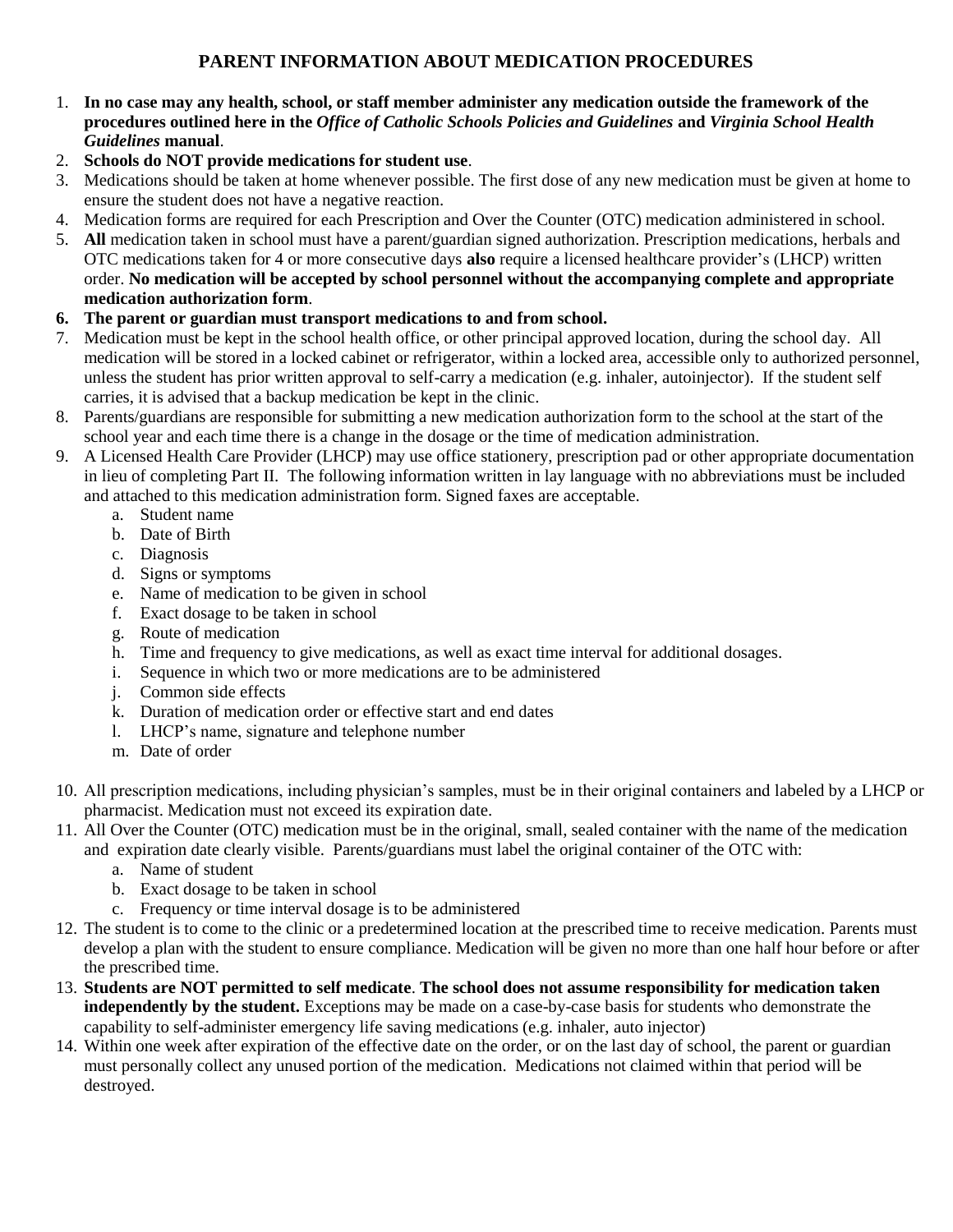# PARENT INFORMATION ABOUT MEDICATION PROCEDURES

1. **In no case may any health, school, or staff member administer any medication outside the framework of the procedures outlined here in the *Office of Catholic Schools Policies and Guidelines* and *Virginia School Health Guidelines* manual**.
2. **Schools do NOT provide medications for student use**.
3. Medications should be taken at home whenever possible. The first dose of any new medication must be given at home to ensure the student does not have a negative reaction.
4. Medication forms are required for each Prescription and Over the Counter (OTC) medication administered in school.
5. **All** medication taken in school must have a parent/guardian signed authorization. Prescription medications, herbals and OTC medications taken for 4 or more consecutive days **also** require a licensed healthcare provider's (LHCP) written order. **No medication will be accepted by school personnel without the accompanying complete and appropriate medication authorization form**.
6. **The parent or guardian must transport medications to and from school.**
7. Medication must be kept in the school health office, or other principal approved location, during the school day. All medication will be stored in a locked cabinet or refrigerator, within a locked area, accessible only to authorized personnel, unless the student has prior written approval to self-carry a medication (e.g. inhaler, autoinjector). If the student self carries, it is advised that a backup medication be kept in the clinic.
8. Parents/guardians are responsible for submitting a new medication authorization form to the school at the start of the school year and each time there is a change in the dosage or the time of medication administration.
9. A Licensed Health Care Provider (LHCP) may use office stationery, prescription pad or other appropriate documentation in lieu of completing Part II. The following information written in lay language with no abbreviations must be included and attached to this medication administration form. Signed faxes are acceptable.
    a. Student name
    b. Date of Birth
    c. Diagnosis
    d. Signs or symptoms
    e. Name of medication to be given in school
    f. Exact dosage to be taken in school
    g. Route of medication
    h. Time and frequency to give medications, as well as exact time interval for additional dosages.
    i. Sequence in which two or more medications are to be administered
    j. Common side effects
    k. Duration of medication order or effective start and end dates
    l. LHCP's name, signature and telephone number
    m. Date of order
10. All prescription medications, including physician's samples, must be in their original containers and labeled by a LHCP or pharmacist. Medication must not exceed its expiration date.
11. All Over the Counter (OTC) medication must be in the original, small, sealed container with the name of the medication and expiration date clearly visible. Parents/guardians must label the original container of the OTC with:
    a. Name of student
    b. Exact dosage to be taken in school
    c. Frequency or time interval dosage is to be administered
12. The student is to come to the clinic or a predetermined location at the prescribed time to receive medication. Parents must develop a plan with the student to ensure compliance. Medication will be given no more than one half hour before or after the prescribed time.
13. **Students are NOT permitted to self medicate**. **The school does not assume responsibility for medication taken independently by the student.** Exceptions may be made on a case-by-case basis for students who demonstrate the capability to self-administer emergency life saving medications (e.g. inhaler, auto injector)
14. Within one week after expiration of the effective date on the order, or on the last day of school, the parent or guardian must personally collect any unused portion of the medication. Medications not claimed within that period will be destroyed.